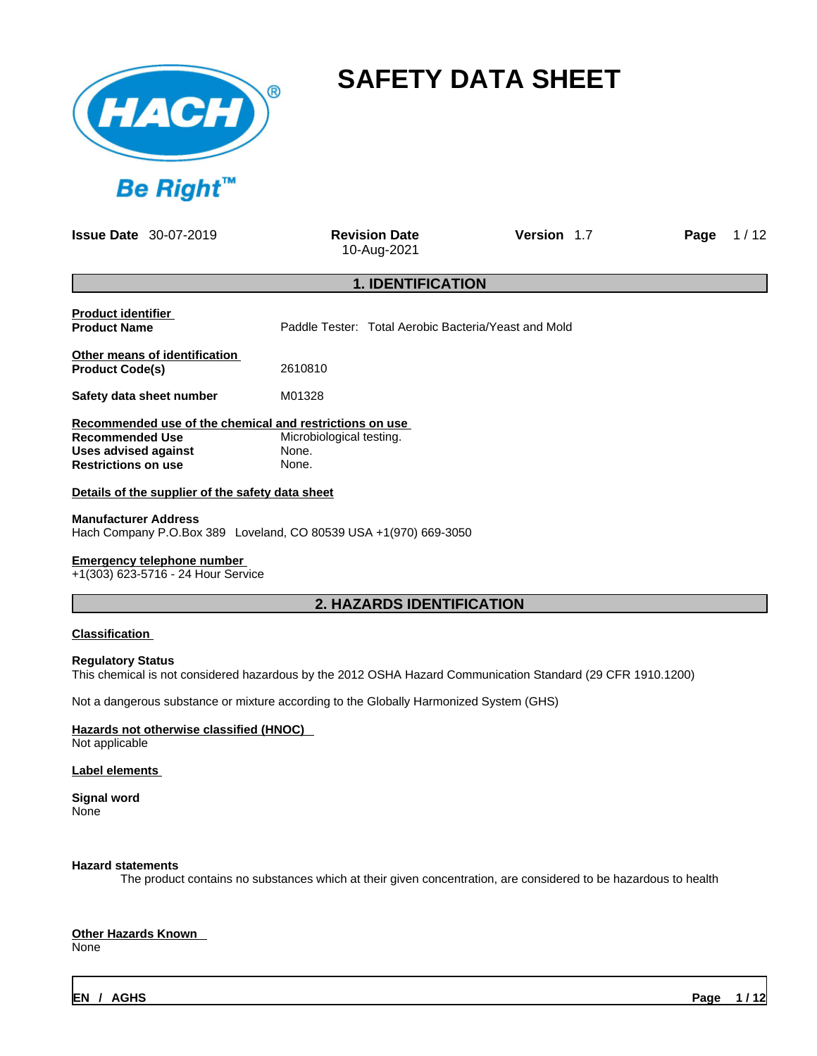# SAFETY DATA SHEET

**Issue Date** 30-07-2019 **Revision Date** 10-Aug-2021 **Version** 1.7

## 1. IDENTIFICATION

**Product identifier**

**Product Name** Paddle Tester: Total Aerobic Bacteria/Yeast and Mold

**Other means of identification**

**Product Code(s)** 2610810

**Safety data sheet number** M01328

**Recommended use of the chemical and restrictions on use**

**Recommended Use** Microbiological testing.
**Uses advised against** None.
**Restrictions on use** None.

**Details of the supplier of the safety data sheet**

**Manufacturer Address**
Hach Company P.O.Box 389 Loveland, CO 80539 USA +1(970) 669-3050

**Emergency telephone number**
+1(303) 623-5716 - 24 Hour Service

## 2. HAZARDS IDENTIFICATION

**Classification**

**Regulatory Status**
This chemical is not considered hazardous by the 2012 OSHA Hazard Communication Standard (29 CFR 1910.1200)

Not a dangerous substance or mixture according to the Globally Harmonized System (GHS)

**Hazards not otherwise classified (HNOC)**
Not applicable

**Label elements**

**Signal word**
None

**Hazard statements**
The product contains no substances which at their given concentration, are considered to be hazardous to health

**Other Hazards Known**
None

EN / AGHS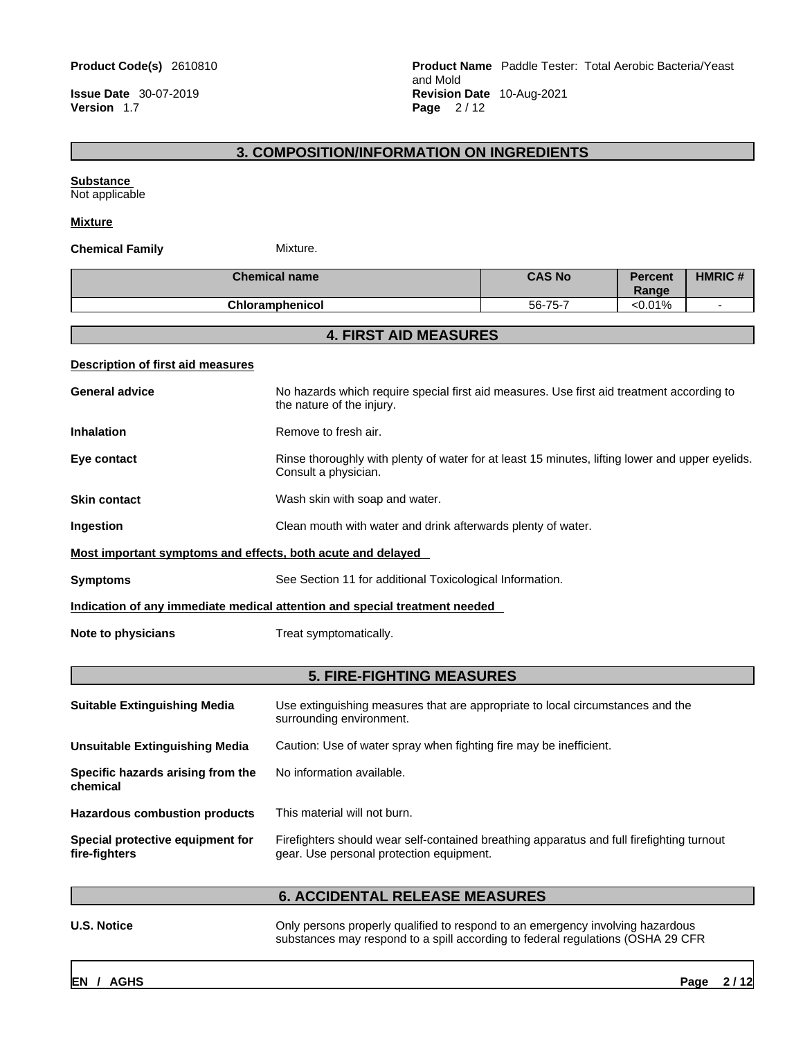## 3. COMPOSITION/INFORMATION ON INGREDIENTS

**Substance**
Not applicable

**Mixture**

**Chemical Family** Mixture.

| Chemical name | CAS No | Percent Range | HMRIC # |
|---|---|---|---|
| Chloramphenicol | 56-75-7 | <0.01% | - |

## 4. FIRST AID MEASURES

**Description of first aid measures**

**General advice** No hazards which require special first aid measures. Use first aid treatment according to the nature of the injury.

**Inhalation** Remove to fresh air.

**Eye contact** Rinse thoroughly with plenty of water for at least 15 minutes, lifting lower and upper eyelids. Consult a physician.

**Skin contact** Wash skin with soap and water.

**Ingestion** Clean mouth with water and drink afterwards plenty of water.

**Most important symptoms and effects, both acute and delayed**

**Symptoms** See Section 11 for additional Toxicological Information.

**Indication of any immediate medical attention and special treatment needed**

**Note to physicians** Treat symptomatically.

## 5. FIRE-FIGHTING MEASURES

**Suitable Extinguishing Media** Use extinguishing measures that are appropriate to local circumstances and the surrounding environment.

**Unsuitable Extinguishing Media** Caution: Use of water spray when fighting fire may be inefficient.

**Specific hazards arising from the chemical** No information available.

**Hazardous combustion products** This material will not burn.

**Special protective equipment for fire-fighters** Firefighters should wear self-contained breathing apparatus and full firefighting turnout gear. Use personal protection equipment.

## 6. ACCIDENTAL RELEASE MEASURES

**U.S. Notice** Only persons properly qualified to respond to an emergency involving hazardous substances may respond to a spill according to federal regulations (OSHA 29 CFR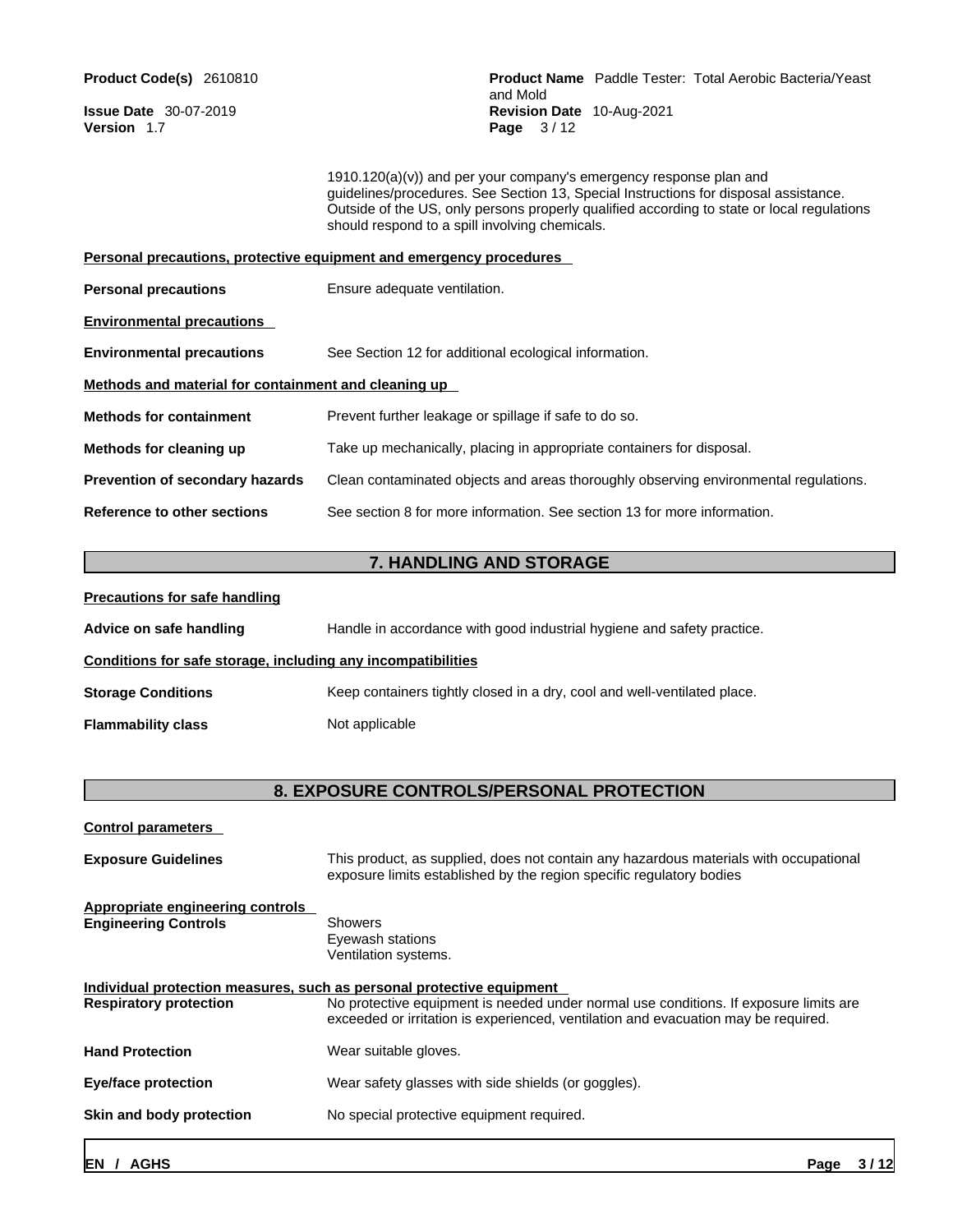1910.120(a)(v)) and per your company's emergency response plan and guidelines/procedures. See Section 13, Special Instructions for disposal assistance. Outside of the US, only persons properly qualified according to state or local regulations should respond to a spill involving chemicals.

**Personal precautions, protective equipment and emergency procedures**

**Personal precautions** Ensure adequate ventilation.

**Environmental precautions**

**Environmental precautions** See Section 12 for additional ecological information.

**Methods and material for containment and cleaning up**

**Methods for containment** Prevent further leakage or spillage if safe to do so.

**Methods for cleaning up** Take up mechanically, placing in appropriate containers for disposal.

**Prevention of secondary hazards** Clean contaminated objects and areas thoroughly observing environmental regulations.

**Reference to other sections** See section 8 for more information. See section 13 for more information.

## 7. HANDLING AND STORAGE

**Precautions for safe handling**

**Advice on safe handling** Handle in accordance with good industrial hygiene and safety practice.

**Conditions for safe storage, including any incompatibilities**

**Storage Conditions** Keep containers tightly closed in a dry, cool and well-ventilated place.

**Flammability class** Not applicable

## 8. EXPOSURE CONTROLS/PERSONAL PROTECTION

**Control parameters**

**Exposure Guidelines** This product, as supplied, does not contain any hazardous materials with occupational exposure limits established by the region specific regulatory bodies

**Appropriate engineering controls**

**Engineering Controls** Showers
Eyewash stations
Ventilation systems.

**Individual protection measures, such as personal protective equipment**

**Respiratory protection** No protective equipment is needed under normal use conditions. If exposure limits are exceeded or irritation is experienced, ventilation and evacuation may be required.

**Hand Protection** Wear suitable gloves.

**Eye/face protection** Wear safety glasses with side shields (or goggles).

**Skin and body protection** No special protective equipment required.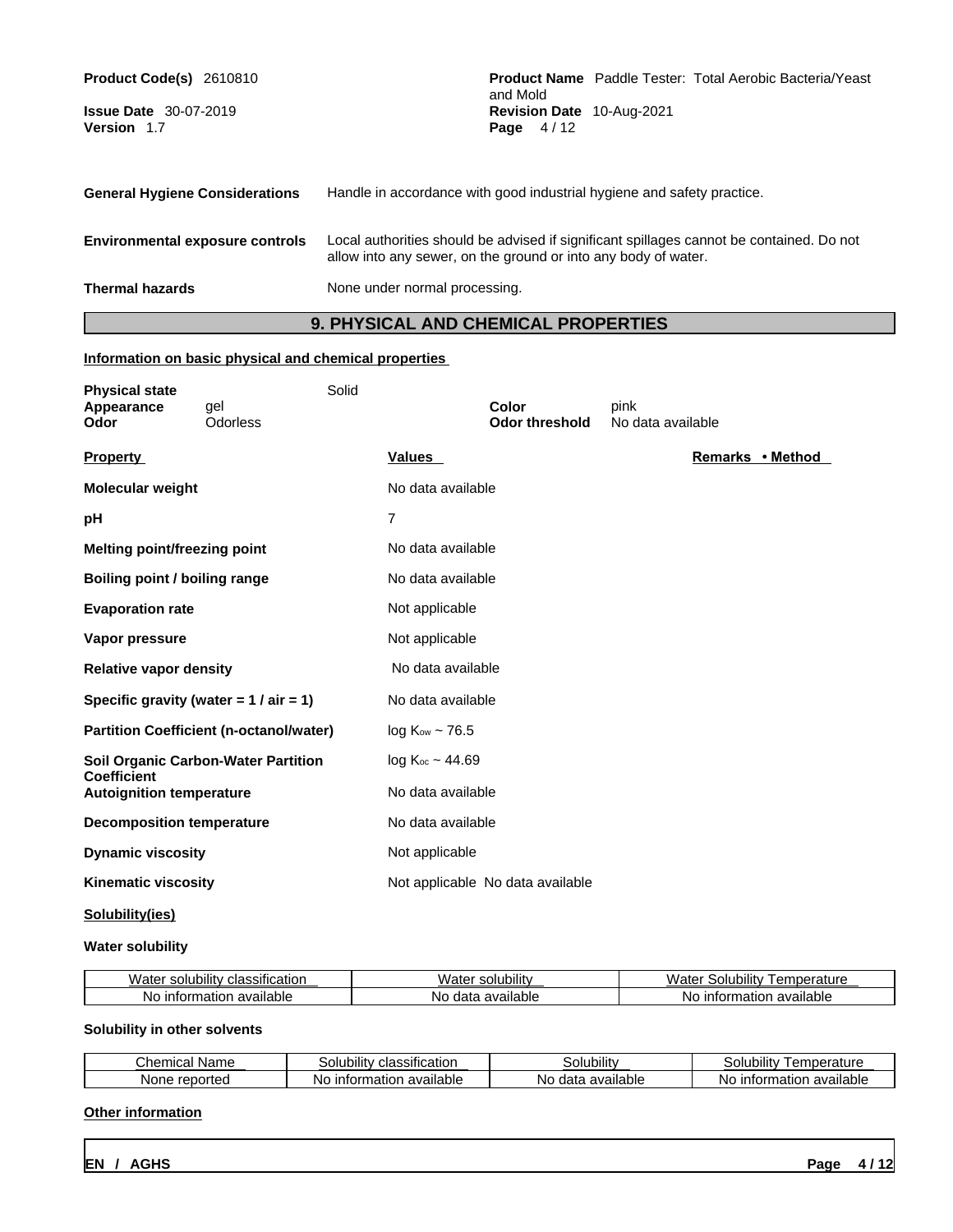| | |
|---|---|
| **General Hygiene Considerations** | Handle in accordance with good industrial hygiene and safety practice. |
| **Environmental exposure controls** | Local authorities should be advised if significant spillages cannot be contained. Do not allow into any sewer, on the ground or into any body of water. |
| **Thermal hazards** | None under normal processing. |

## 9. PHYSICAL AND CHEMICAL PROPERTIES

### Information on basic physical and chemical properties

**Physical state** Solid

**Appearance** gel **Color** pink

**Odor** Odorless **Odor threshold** No data available

| Property | Values | Remarks • Method |
|---|---|---|
| **Molecular weight** | No data available | |
| **pH** | 7 | |
| **Melting point/freezing point** | No data available | |
| **Boiling point / boiling range** | No data available | |
| **Evaporation rate** | Not applicable | |
| **Vapor pressure** | Not applicable | |
| **Relative vapor density** | No data available | |
| **Specific gravity (water = 1 / air = 1)** | No data available | |
| **Partition Coefficient (n-octanol/water)** | log $K_{ow}$ ~ 76.5 | |
| **Soil Organic Carbon-Water Partition Coefficient** | log $K_{oc}$ ~ 44.69 | |
| **Autoignition temperature** | No data available | |
| **Decomposition temperature** | No data available | |
| **Dynamic viscosity** | Not applicable | |
| **Kinematic viscosity** | Not applicable No data available | |

### Solubility(ies)

**Water solubility**

| Water solubility classification | Water solubility | Water Solubility Temperature |
|---|---|---|
| No information available | No data available | No information available |

**Solubility in other solvents**

| Chemical Name | Solubility classification | Solubility | Solubility Temperature |
|---|---|---|---|
| None reported | No information available | No data available | No information available |

### Other information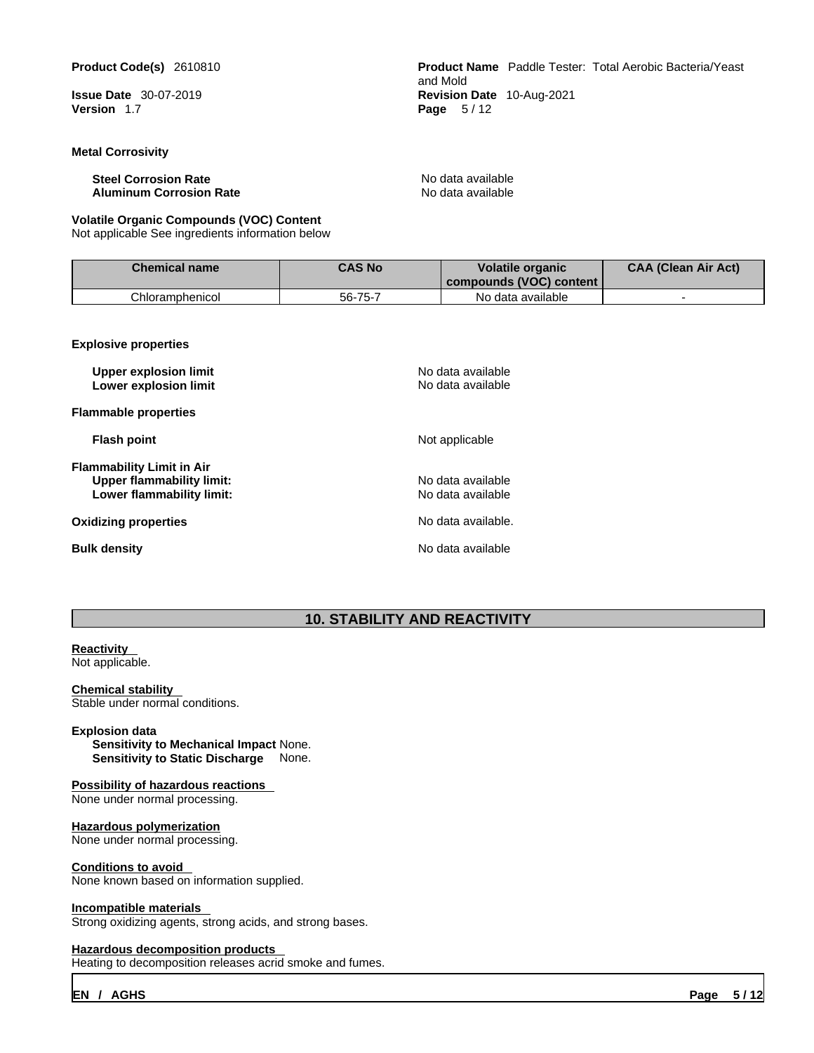**Metal Corrosivity**

**Steel Corrosion Rate** No data available
**Aluminum Corrosion Rate** No data available

**Volatile Organic Compounds (VOC) Content**
Not applicable See ingredients information below

| Chemical name | CAS No | Volatile organic compounds (VOC) content | CAA (Clean Air Act) |
|---|---|---|---|
| Chloramphenicol | 56-75-7 | No data available | - |

**Explosive properties**

**Upper explosion limit** No data available
**Lower explosion limit** No data available

**Flammable properties**

**Flash point** Not applicable

**Flammability Limit in Air**
**Upper flammability limit:** No data available
**Lower flammability limit:** No data available

**Oxidizing properties** No data available.

**Bulk density** No data available

## 10. STABILITY AND REACTIVITY

**Reactivity**
Not applicable.

**Chemical stability**
Stable under normal conditions.

**Explosion data**
**Sensitivity to Mechanical Impact** None.
**Sensitivity to Static Discharge** None.

**Possibility of hazardous reactions**
None under normal processing.

**Hazardous polymerization**
None under normal processing.

**Conditions to avoid**
None known based on information supplied.

**Incompatible materials**
Strong oxidizing agents, strong acids, and strong bases.

**Hazardous decomposition products**
Heating to decomposition releases acrid smoke and fumes.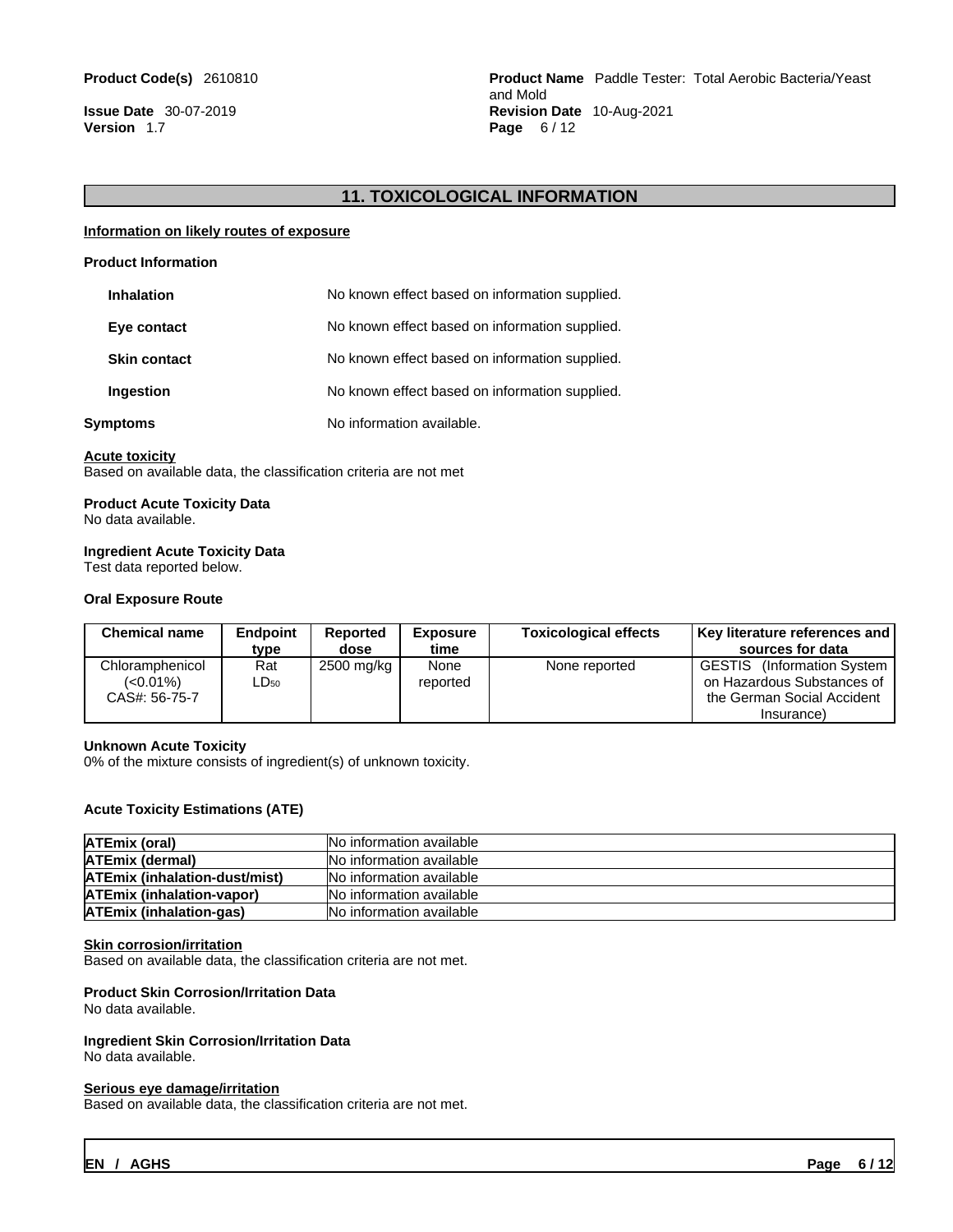## 11. TOXICOLOGICAL INFORMATION

**Information on likely routes of exposure**

**Product Information**

| | |
|---|---|
| **Inhalation** | No known effect based on information supplied. |
| **Eye contact** | No known effect based on information supplied. |
| **Skin contact** | No known effect based on information supplied. |
| **Ingestion** | No known effect based on information supplied. |
| **Symptoms** | No information available. |

**Acute toxicity**

Based on available data, the classification criteria are not met

**Product Acute Toxicity Data**

No data available.

**Ingredient Acute Toxicity Data**

Test data reported below.

**Oral Exposure Route**

| Chemical name | Endpoint type | Reported dose | Exposure time | Toxicological effects | Key literature references and sources for data |
|---|---|---|---|---|---|
| Chloramphenicol (<0.01%) CAS#: 56-75-7 | Rat $LD_{50}$ | 2500 mg/kg | None reported | None reported | GESTIS (Information System on Hazardous Substances of the German Social Accident Insurance) |

**Unknown Acute Toxicity**

0% of the mixture consists of ingredient(s) of unknown toxicity.

**Acute Toxicity Estimations (ATE)**

| | |
|---|---|
| **ATEmix (oral)** | No information available |
| **ATEmix (dermal)** | No information available |
| **ATEmix (inhalation-dust/mist)** | No information available |
| **ATEmix (inhalation-vapor)** | No information available |
| **ATEmix (inhalation-gas)** | No information available |

**Skin corrosion/irritation**

Based on available data, the classification criteria are not met.

**Product Skin Corrosion/Irritation Data**

No data available.

**Ingredient Skin Corrosion/Irritation Data**

No data available.

**Serious eye damage/irritation**

Based on available data, the classification criteria are not met.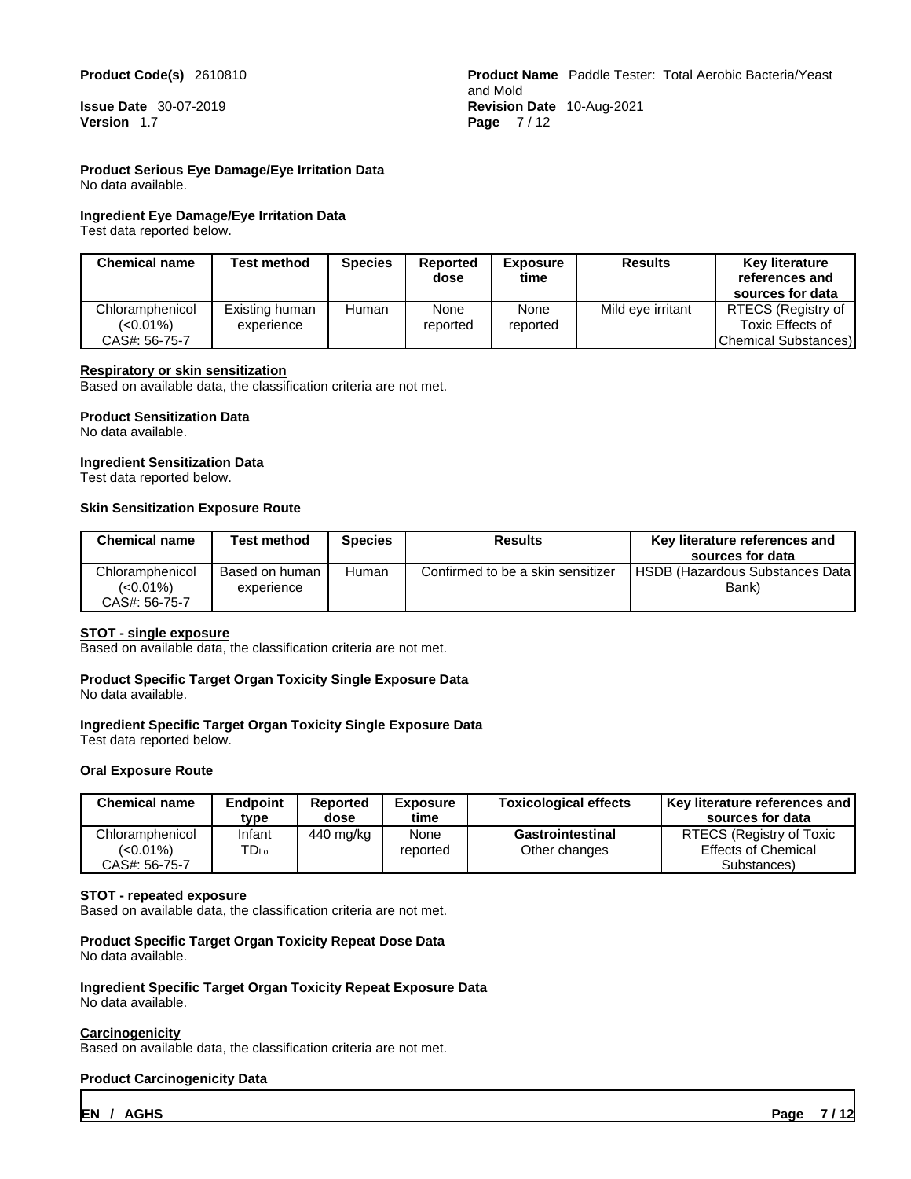**Product Serious Eye Damage/Eye Irritation Data**

No data available.

**Ingredient Eye Damage/Eye Irritation Data**

Test data reported below.

| Chemical name | Test method | Species | Reported dose | Exposure time | Results | Key literature references and sources for data |
|---|---|---|---|---|---|---|
| Chloramphenicol (<0.01%) CAS#: 56-75-7 | Existing human experience | Human | None reported | None reported | Mild eye irritant | RTECS (Registry of Toxic Effects of Chemical Substances) |

**Respiratory or skin sensitization**

Based on available data, the classification criteria are not met.

**Product Sensitization Data**

No data available.

**Ingredient Sensitization Data**

Test data reported below.

**Skin Sensitization Exposure Route**

| Chemical name | Test method | Species | Results | Key literature references and sources for data |
|---|---|---|---|---|
| Chloramphenicol (<0.01%) CAS#: 56-75-7 | Based on human experience | Human | Confirmed to be a skin sensitizer | HSDB (Hazardous Substances Data Bank) |

**STOT - single exposure**

Based on available data, the classification criteria are not met.

**Product Specific Target Organ Toxicity Single Exposure Data**

No data available.

**Ingredient Specific Target Organ Toxicity Single Exposure Data**

Test data reported below.

**Oral Exposure Route**

| Chemical name | Endpoint type | Reported dose | Exposure time | Toxicological effects | Key literature references and sources for data |
|---|---|---|---|---|---|
| Chloramphenicol (<0.01%) CAS#: 56-75-7 | Infant $TD_{Lo}$ | 440 mg/kg | None reported | **Gastrointestinal** Other changes | RTECS (Registry of Toxic Effects of Chemical Substances) |

**STOT - repeated exposure**

Based on available data, the classification criteria are not met.

**Product Specific Target Organ Toxicity Repeat Dose Data**

No data available.

**Ingredient Specific Target Organ Toxicity Repeat Exposure Data**

No data available.

**Carcinogenicity**

Based on available data, the classification criteria are not met.

**Product Carcinogenicity Data**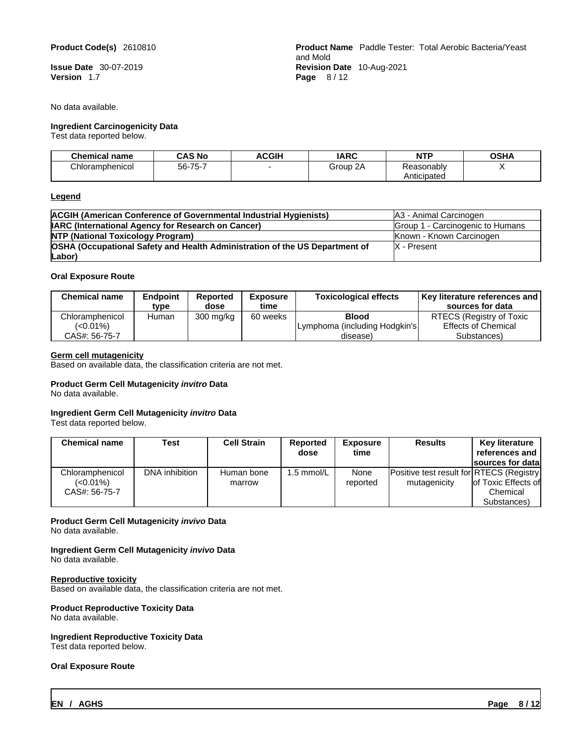No data available.

**Ingredient Carcinogenicity Data**

Test data reported below.

| Chemical name | CAS No | ACGIH | IARC | NTP | OSHA |
|---|---|---|---|---|---|
| Chloramphenicol | 56-75-7 | - | Group 2A | Reasonably Anticipated | X |

**Legend**

| | |
|---|---|
| **ACGIH (American Conference of Governmental Industrial Hygienists)** | A3 - Animal Carcinogen |
| **IARC (International Agency for Research on Cancer)** | Group 1 - Carcinogenic to Humans |
| **NTP (National Toxicology Program)** | Known - Known Carcinogen |
| **OSHA (Occupational Safety and Health Administration of the US Department of Labor)** | X - Present |

**Oral Exposure Route**

| Chemical name | Endpoint type | Reported dose | Exposure time | Toxicological effects | Key literature references and sources for data |
|---|---|---|---|---|---|
| Chloramphenicol (<0.01%) CAS#: 56-75-7 | Human | 300 mg/kg | 60 weeks | **Blood** Lymphoma (including Hodgkin's disease) | RTECS (Registry of Toxic Effects of Chemical Substances) |

**Germ cell mutagenicity**

Based on available data, the classification criteria are not met.

**Product Germ Cell Mutagenicity *invitro* Data**

No data available.

**Ingredient Germ Cell Mutagenicity *invitro* Data**

Test data reported below.

| Chemical name | Test | Cell Strain | Reported dose | Exposure time | Results | Key literature references and sources for data |
|---|---|---|---|---|---|---|
| Chloramphenicol (<0.01%) CAS#: 56-75-7 | DNA inhibition | Human bone marrow | 1.5 mmol/L | None reported | Positive test result for mutagenicity | RTECS (Registry of Toxic Effects of Chemical Substances) |

**Product Germ Cell Mutagenicity *invivo* Data**

No data available.

**Ingredient Germ Cell Mutagenicity *invivo* Data**

No data available.

**Reproductive toxicity**

Based on available data, the classification criteria are not met.

**Product Reproductive Toxicity Data**

No data available.

**Ingredient Reproductive Toxicity Data**

Test data reported below.

**Oral Exposure Route**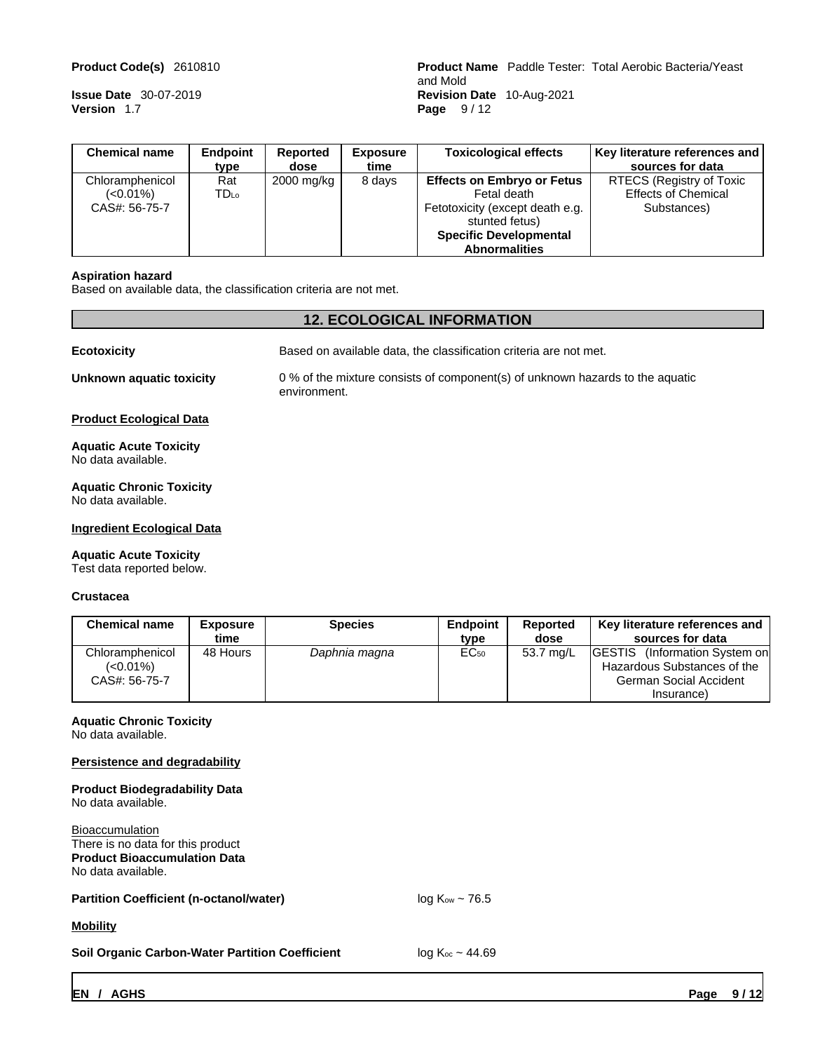| Chemical name | Endpoint type | Reported dose | Exposure time | Toxicological effects | Key literature references and sources for data |
| --- | --- | --- | --- | --- | --- |
| Chloramphenicol (<0.01%) CAS#: 56-75-7 | Rat $TD_{Lo}$ | 2000 mg/kg | 8 days | **Effects on Embryo or Fetus** Fetal death Fetotoxicity (except death e.g. stunted fetus) **Specific Developmental Abnormalities** | RTECS (Registry of Toxic Effects of Chemical Substances) |

**Aspiration hazard**
Based on available data, the classification criteria are not met.

## 12. ECOLOGICAL INFORMATION

**Ecotoxicity** Based on available data, the classification criteria are not met.

**Unknown aquatic toxicity** 0 % of the mixture consists of component(s) of unknown hazards to the aquatic environment.

**Product Ecological Data**

**Aquatic Acute Toxicity**
No data available.

**Aquatic Chronic Toxicity**
No data available.

**Ingredient Ecological Data**

**Aquatic Acute Toxicity**
Test data reported below.

**Crustacea**

| Chemical name | Exposure time | Species | Endpoint type | Reported dose | Key literature references and sources for data |
| --- | --- | --- | --- | --- | --- |
| Chloramphenicol (<0.01%) CAS#: 56-75-7 | 48 Hours | *Daphnia magna* | $EC_{50}$ | 53.7 mg/L | GESTIS (Information System on Hazardous Substances of the German Social Accident Insurance) |

**Aquatic Chronic Toxicity**
No data available.

**Persistence and degradability**

**Product Biodegradability Data**
No data available.

Bioaccumulation
There is no data for this product
**Product Bioaccumulation Data**
No data available.

**Partition Coefficient (n-octanol/water)** $\log K_{ow}$ ~ 76.5

**Mobility**

**Soil Organic Carbon-Water Partition Coefficient** $\log K_{oc}$ ~ 44.69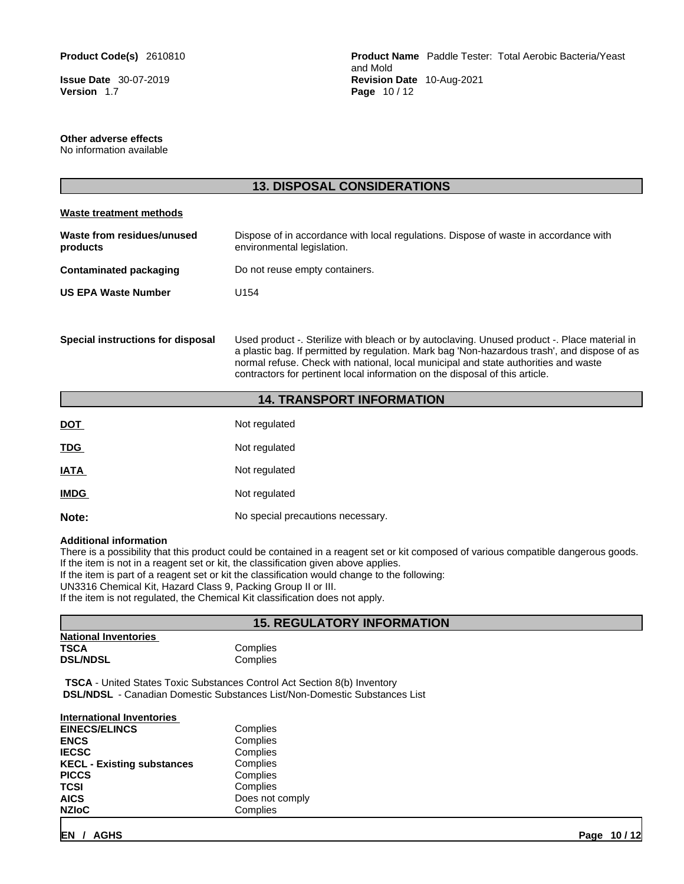**Other adverse effects**
No information available

## 13. DISPOSAL CONSIDERATIONS

**Waste treatment methods**

| | |
|---|---|
| **Waste from residues/unused products** | Dispose of in accordance with local regulations. Dispose of waste in accordance with environmental legislation. |
| **Contaminated packaging** | Do not reuse empty containers. |
| **US EPA Waste Number** | U154 |
| **Special instructions for disposal** | Used product -. Sterilize with bleach or by autoclaving. Unused product -. Place material in a plastic bag. If permitted by regulation. Mark bag 'Non-hazardous trash', and dispose of as normal refuse. Check with national, local municipal and state authorities and waste contractors for pertinent local information on the disposal of this article. |

## 14. TRANSPORT INFORMATION

| | |
|---|---|
| **DOT** | Not regulated |
| **TDG** | Not regulated |
| **IATA** | Not regulated |
| **IMDG** | Not regulated |
| **Note:** | No special precautions necessary. |

**Additional information**
There is a possibility that this product could be contained in a reagent set or kit composed of various compatible dangerous goods. If the item is not in a reagent set or kit, the classification given above applies.
If the item is part of a reagent set or kit the classification would change to the following:
UN3316 Chemical Kit, Hazard Class 9, Packing Group II or III.
If the item is not regulated, the Chemical Kit classification does not apply.

## 15. REGULATORY INFORMATION

**National Inventories**

| | |
|---|---|
| **TSCA** | Complies |
| **DSL/NDSL** | Complies |

**TSCA** - United States Toxic Substances Control Act Section 8(b) Inventory
**DSL/NDSL** - Canadian Domestic Substances List/Non-Domestic Substances List

**International Inventories**

| | |
|---|---|
| **EINECS/ELINCS** | Complies |
| **ENCS** | Complies |
| **IECSC** | Complies |
| **KECL - Existing substances** | Complies |
| **PICCS** | Complies |
| **TCSI** | Complies |
| **AICS** | Does not comply |
| **NZIoC** | Complies |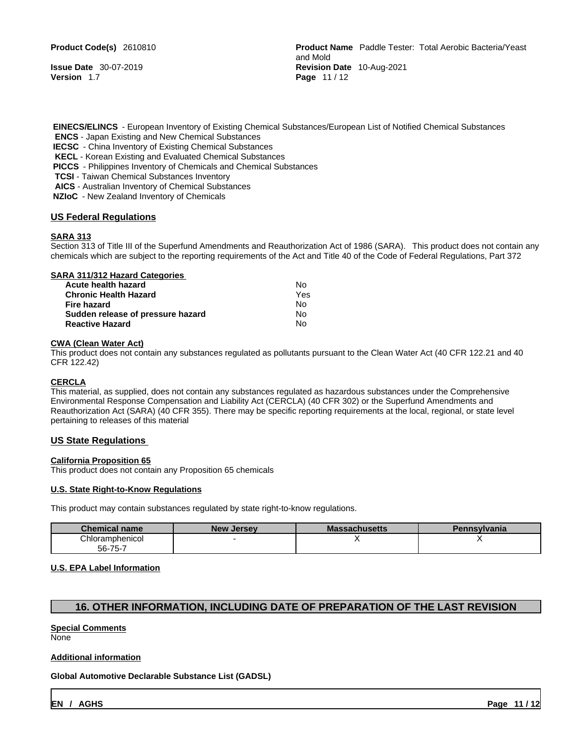**EINECS/ELINCS** - European Inventory of Existing Chemical Substances/European List of Notified Chemical Substances
**ENCS** - Japan Existing and New Chemical Substances
**IECSC** - China Inventory of Existing Chemical Substances
**KECL** - Korean Existing and Evaluated Chemical Substances
**PICCS** - Philippines Inventory of Chemicals and Chemical Substances
**TCSI** - Taiwan Chemical Substances Inventory
**AICS** - Australian Inventory of Chemical Substances
**NZIoC** - New Zealand Inventory of Chemicals

## US Federal Regulations

### SARA 313

Section 313 of Title III of the Superfund Amendments and Reauthorization Act of 1986 (SARA). This product does not contain any chemicals which are subject to the reporting requirements of the Act and Title 40 of the Code of Federal Regulations, Part 372

### SARA 311/312 Hazard Categories

| | |
|---|---|
| **Acute health hazard** | No |
| **Chronic Health Hazard** | Yes |
| **Fire hazard** | No |
| **Sudden release of pressure hazard** | No |
| **Reactive Hazard** | No |

### CWA (Clean Water Act)

This product does not contain any substances regulated as pollutants pursuant to the Clean Water Act (40 CFR 122.21 and 40 CFR 122.42)

### CERCLA

This material, as supplied, does not contain any substances regulated as hazardous substances under the Comprehensive Environmental Response Compensation and Liability Act (CERCLA) (40 CFR 302) or the Superfund Amendments and Reauthorization Act (SARA) (40 CFR 355). There may be specific reporting requirements at the local, regional, or state level pertaining to releases of this material

## US State Regulations

### California Proposition 65

This product does not contain any Proposition 65 chemicals

### U.S. State Right-to-Know Regulations

This product may contain substances regulated by state right-to-know regulations.

| Chemical name | New Jersey | Massachusetts | Pennsylvania |
|---|---|---|---|
| Chloramphenicol 56-75-7 | - | X | X |

### U.S. EPA Label Information

## 16. OTHER INFORMATION, INCLUDING DATE OF PREPARATION OF THE LAST REVISION

### Special Comments

None

### Additional information

**Global Automotive Declarable Substance List (GADSL)**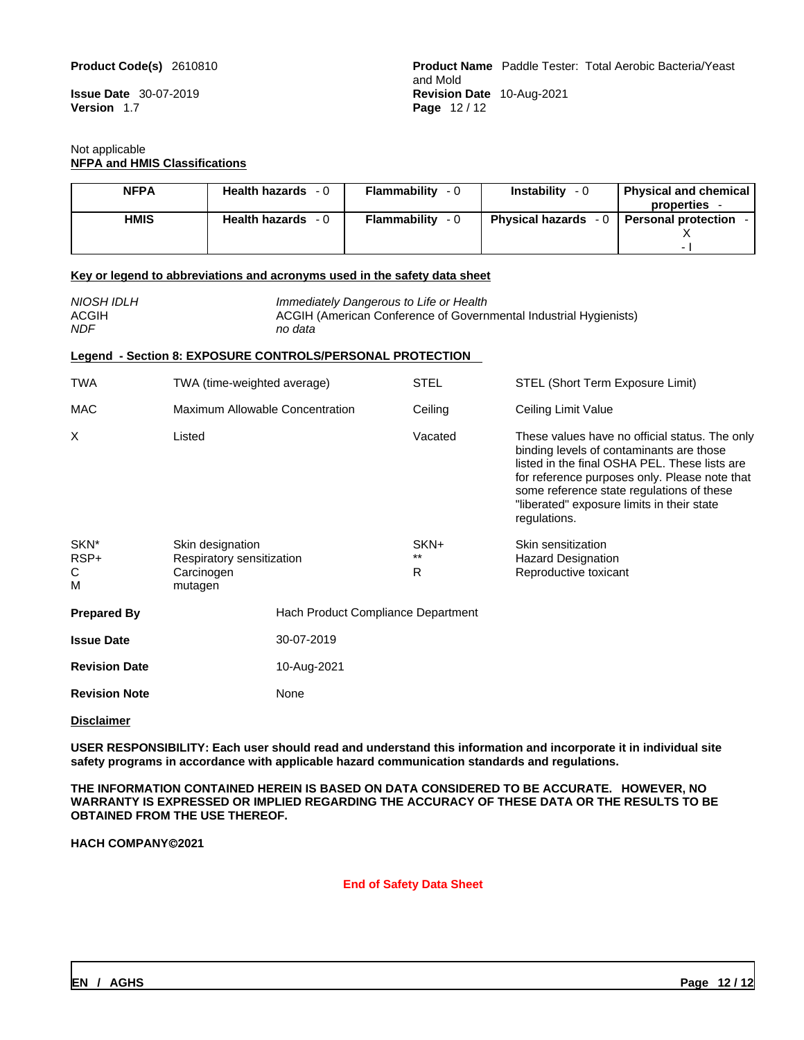Not applicable

**NFPA and HMIS Classifications**

| | | | | |
|---|---|---|---|---|
| **NFPA** | **Health hazards** - 0 | **Flammability** - 0 | **Instability** - 0 | **Physical and chemical properties** - |
| **HMIS** | **Health hazards** - 0 | **Flammability** - 0 | **Physical hazards** - 0 | **Personal protection** - X - I |

**Key or legend to abbreviations and acronyms used in the safety data sheet**

| | |
|---|---|
| *NIOSH IDLH* | *Immediately Dangerous to Life or Health* |
| ACGIH | ACGIH (American Conference of Governmental Industrial Hygienists) |
| *NDF* | *no data* |

**Legend - Section 8: EXPOSURE CONTROLS/PERSONAL PROTECTION**

| | | | |
|---|---|---|---|
| TWA | TWA (time-weighted average) | STEL | STEL (Short Term Exposure Limit) |
| MAC | Maximum Allowable Concentration | Ceiling | Ceiling Limit Value |
| X | Listed | Vacated | These values have no official status. The only binding levels of contaminants are those listed in the final OSHA PEL. These lists are for reference purposes only. Please note that some reference state regulations of these "liberated" exposure limits in their state regulations. |
| SKN* | Skin designation | SKN+ | Skin sensitization |
| RSP+ | Respiratory sensitization | ** | Hazard Designation |
| C | Carcinogen | R | Reproductive toxicant |
| M | mutagen | | |

**Prepared By** Hach Product Compliance Department

**Issue Date** 30-07-2019

**Revision Date** 10-Aug-2021

**Revision Note** None

**Disclaimer**

**USER RESPONSIBILITY: Each user should read and understand this information and incorporate it in individual site safety programs in accordance with applicable hazard communication standards and regulations.**

**THE INFORMATION CONTAINED HEREIN IS BASED ON DATA CONSIDERED TO BE ACCURATE. HOWEVER, NO WARRANTY IS EXPRESSED OR IMPLIED REGARDING THE ACCURACY OF THESE DATA OR THE RESULTS TO BE OBTAINED FROM THE USE THEREOF.**

**HACH COMPANY©2021**

**End of Safety Data Sheet**